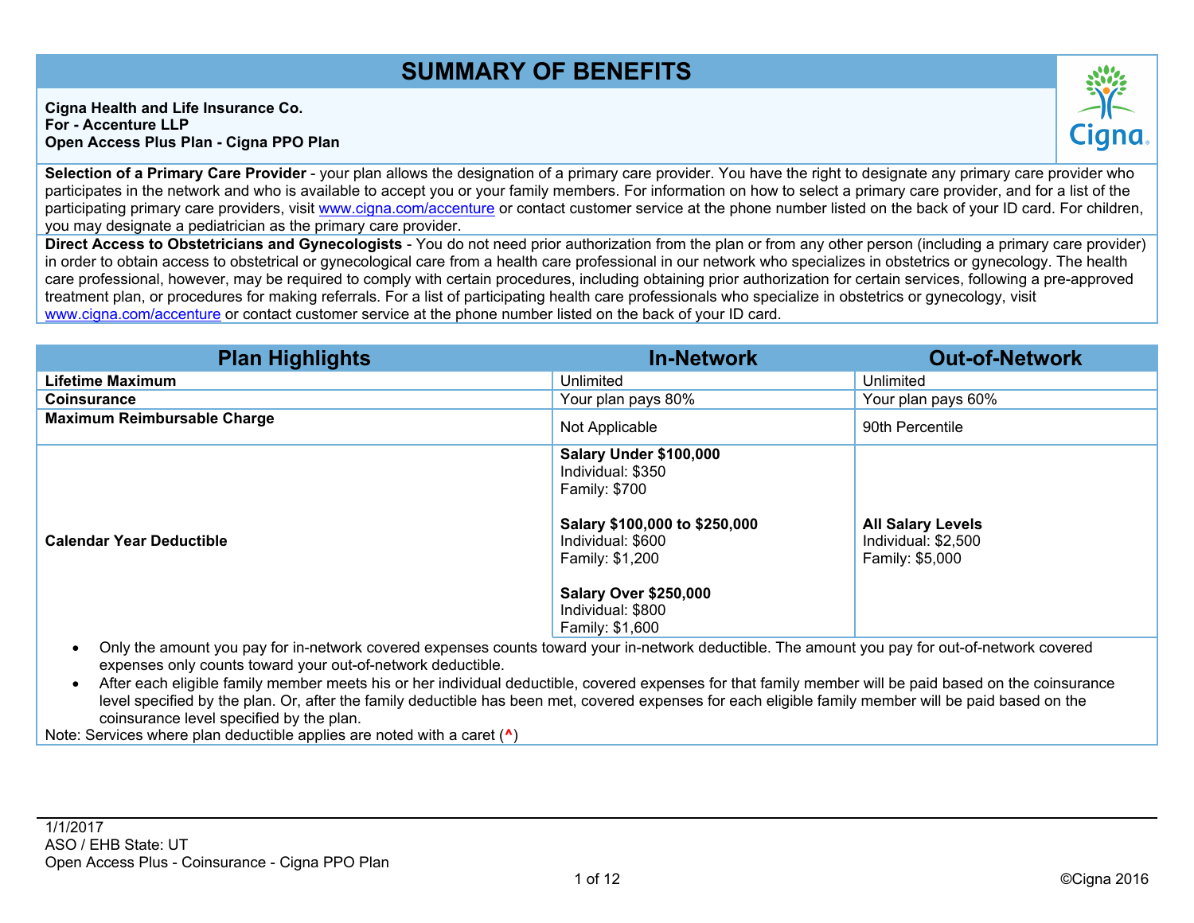# SUMMARY OF BENEFITS

**Cigna Health and Life Insurance Co.**
**For - Accenture LLP**
**Open Access Plus Plan - Cigna PPO Plan**

**Selection of a Primary Care Provider** - your plan allows the designation of a primary care provider. You have the right to designate any primary care provider who participates in the network and who is available to accept you or your family members. For information on how to select a primary care provider, and for a list of the participating primary care providers, visit www.cigna.com/accenture or contact customer service at the phone number listed on the back of your ID card. For children, you may designate a pediatrician as the primary care provider.

**Direct Access to Obstetricians and Gynecologists** - You do not need prior authorization from the plan or from any other person (including a primary care provider) in order to obtain access to obstetrical or gynecological care from a health care professional in our network who specializes in obstetrics or gynecology. The health care professional, however, may be required to comply with certain procedures, including obtaining prior authorization for certain services, following a pre-approved treatment plan, or procedures for making referrals. For a list of participating health care professionals who specialize in obstetrics or gynecology, visit www.cigna.com/accenture or contact customer service at the phone number listed on the back of your ID card.

| Plan Highlights | In-Network | Out-of-Network |
|---|---|---|
| **Lifetime Maximum** | Unlimited | Unlimited |
| **Coinsurance** | Your plan pays 80% | Your plan pays 60% |
| **Maximum Reimbursable Charge** | Not Applicable | 90th Percentile |
| **Calendar Year Deductible** | **Salary Under $100,000**<br>Individual: $350<br>Family: $700<br><br>**Salary $100,000 to $250,000**<br>Individual: $600<br>Family: $1,200<br><br>**Salary Over $250,000**<br>Individual: $800<br>Family: $1,600 | **All Salary Levels**<br>Individual: $2,500<br>Family: $5,000 |

- Only the amount you pay for in-network covered expenses counts toward your in-network deductible. The amount you pay for out-of-network covered expenses only counts toward your out-of-network deductible.
- After each eligible family member meets his or her individual deductible, covered expenses for that family member will be paid based on the coinsurance level specified by the plan. Or, after the family deductible has been met, covered expenses for each eligible family member will be paid based on the coinsurance level specified by the plan.

Note: Services where plan deductible applies are noted with a caret (^)

1/1/2017
ASO / EHB State: UT
Open Access Plus - Coinsurance - Cigna PPO Plan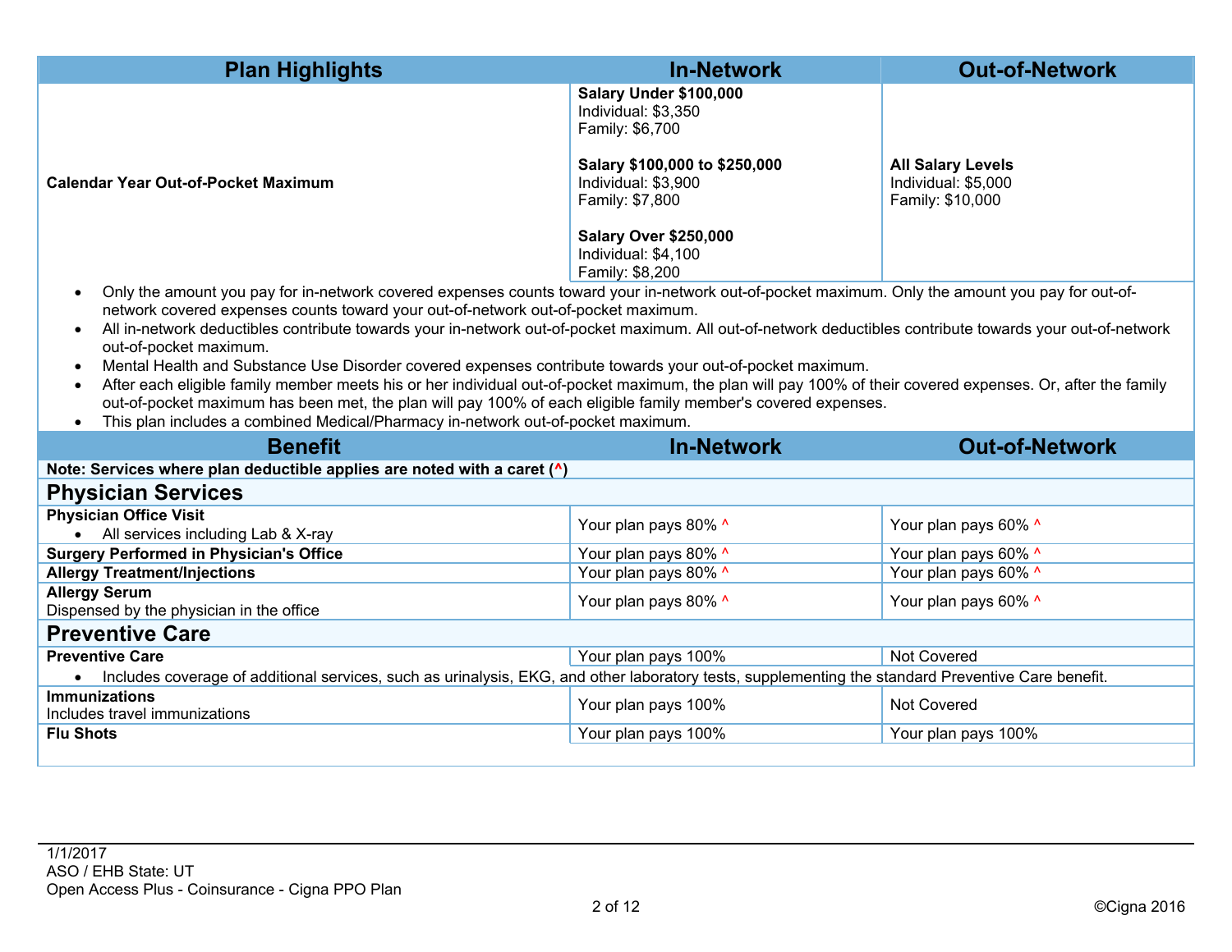| Plan Highlights | In-Network | Out-of-Network |
|---|---|---|
| **Calendar Year Out-of-Pocket Maximum** | **Salary Under $100,000**<br>Individual: $3,350<br>Family: $6,700<br><br>**Salary $100,000 to $250,000**<br>Individual: $3,900<br>Family: $7,800<br><br>**Salary Over $250,000**<br>Individual: $4,100<br>Family: $8,200 | **All Salary Levels**<br>Individual: $5,000<br>Family: $10,000 |

- Only the amount you pay for in-network covered expenses counts toward your in-network out-of-pocket maximum. Only the amount you pay for out-of-network covered expenses counts toward your out-of-network out-of-pocket maximum.
- All in-network deductibles contribute towards your in-network out-of-pocket maximum. All out-of-network deductibles contribute towards your out-of-network out-of-pocket maximum.
- Mental Health and Substance Use Disorder covered expenses contribute towards your out-of-pocket maximum.
- After each eligible family member meets his or her individual out-of-pocket maximum, the plan will pay 100% of their covered expenses. Or, after the family out-of-pocket maximum has been met, the plan will pay 100% of each eligible family member's covered expenses.
- This plan includes a combined Medical/Pharmacy in-network out-of-pocket maximum.

| Benefit | In-Network | Out-of-Network |
|---|---|---|
| **Note: Services where plan deductible applies are noted with a caret (^)** | | |
| **Physician Services** | | |
| **Physician Office Visit**<br>• All services including Lab & X-ray | Your plan pays 80% ^ | Your plan pays 60% ^ |
| **Surgery Performed in Physician's Office** | Your plan pays 80% ^ | Your plan pays 60% ^ |
| **Allergy Treatment/Injections** | Your plan pays 80% ^ | Your plan pays 60% ^ |
| **Allergy Serum**<br>Dispensed by the physician in the office | Your plan pays 80% ^ | Your plan pays 60% ^ |
| **Preventive Care** | | |
| **Preventive Care** | Your plan pays 100% | Not Covered |
| • Includes coverage of additional services, such as urinalysis, EKG, and other laboratory tests, supplementing the standard Preventive Care benefit. | | |
| **Immunizations**<br>Includes travel immunizations | Your plan pays 100% | Not Covered |
| **Flu Shots** | Your plan pays 100% | Your plan pays 100% |

1/1/2017
ASO / EHB State: UT
Open Access Plus - Coinsurance - Cigna PPO Plan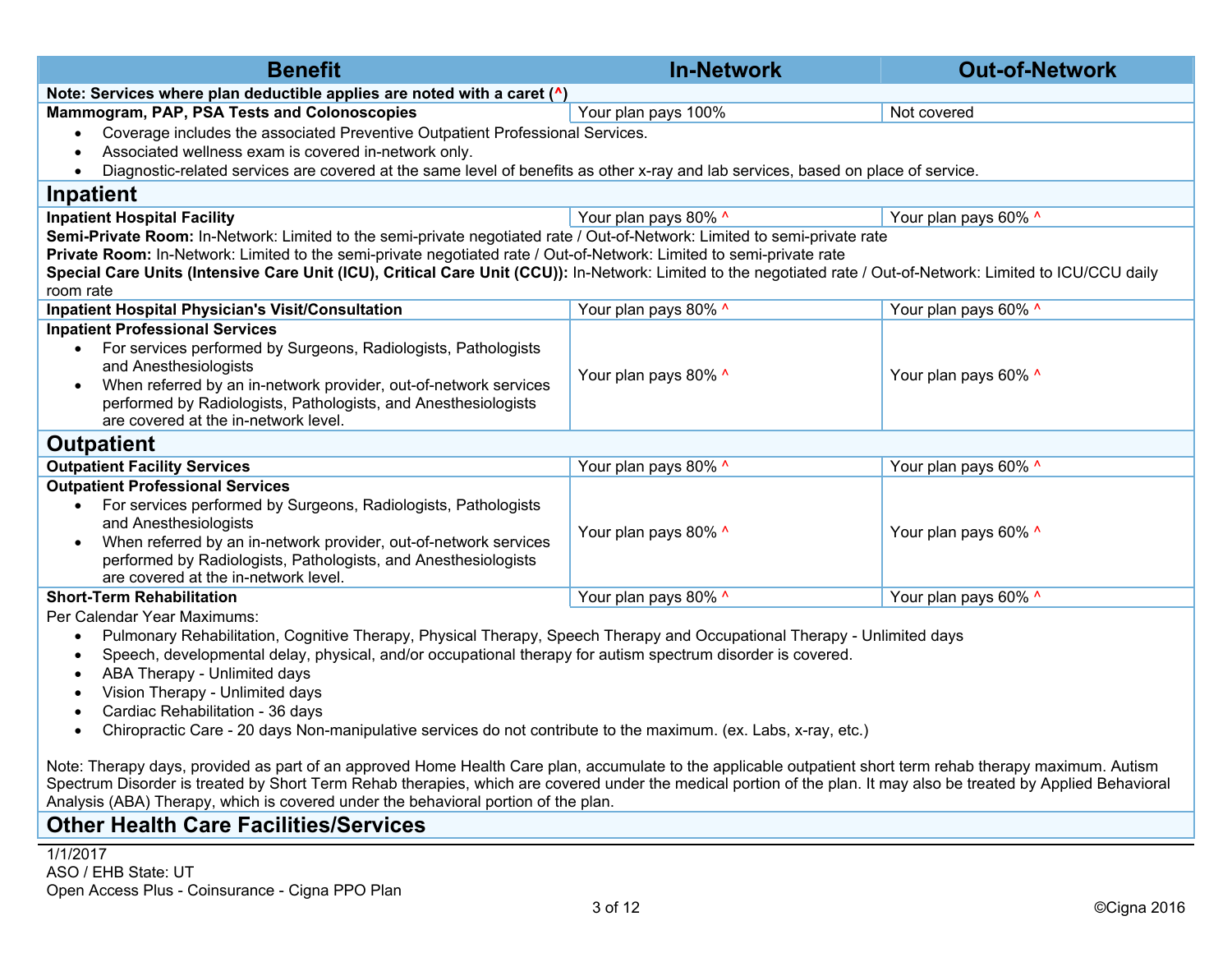| Benefit | In-Network | Out-of-Network |
|---|---|---|
| **Note: Services where plan deductible applies are noted with a caret (^)** | | |
| **Mammogram, PAP, PSA Tests and Colonoscopies** | Your plan pays 100% | Not covered |

- Coverage includes the associated Preventive Outpatient Professional Services.
- Associated wellness exam is covered in-network only.
- Diagnostic-related services are covered at the same level of benefits as other x-ray and lab services, based on place of service.

## Inpatient

| Benefit | In-Network | Out-of-Network |
|---|---|---|
| **Inpatient Hospital Facility** | Your plan pays 80% ^ | Your plan pays 60% ^ |

**Semi-Private Room:** In-Network: Limited to the semi-private negotiated rate / Out-of-Network: Limited to semi-private rate
**Private Room:** In-Network: Limited to the semi-private negotiated rate / Out-of-Network: Limited to semi-private rate
**Special Care Units (Intensive Care Unit (ICU), Critical Care Unit (CCU)):** In-Network: Limited to the negotiated rate / Out-of-Network: Limited to ICU/CCU daily room rate

| Benefit | In-Network | Out-of-Network |
|---|---|---|
| **Inpatient Hospital Physician's Visit/Consultation** | Your plan pays 80% ^ | Your plan pays 60% ^ |
| **Inpatient Professional Services**<br>• For services performed by Surgeons, Radiologists, Pathologists and Anesthesiologists<br>• When referred by an in-network provider, out-of-network services performed by Radiologists, Pathologists, and Anesthesiologists are covered at the in-network level. | Your plan pays 80% ^ | Your plan pays 60% ^ |

## Outpatient

| Benefit | In-Network | Out-of-Network |
|---|---|---|
| **Outpatient Facility Services** | Your plan pays 80% ^ | Your plan pays 60% ^ |
| **Outpatient Professional Services**<br>• For services performed by Surgeons, Radiologists, Pathologists and Anesthesiologists<br>• When referred by an in-network provider, out-of-network services performed by Radiologists, Pathologists, and Anesthesiologists are covered at the in-network level. | Your plan pays 80% ^ | Your plan pays 60% ^ |
| **Short-Term Rehabilitation** | Your plan pays 80% ^ | Your plan pays 60% ^ |

Per Calendar Year Maximums:

- Pulmonary Rehabilitation, Cognitive Therapy, Physical Therapy, Speech Therapy and Occupational Therapy - Unlimited days
- Speech, developmental delay, physical, and/or occupational therapy for autism spectrum disorder is covered.
- ABA Therapy - Unlimited days
- Vision Therapy - Unlimited days
- Cardiac Rehabilitation - 36 days
- Chiropractic Care - 20 days Non-manipulative services do not contribute to the maximum. (ex. Labs, x-ray, etc.)

Note: Therapy days, provided as part of an approved Home Health Care plan, accumulate to the applicable outpatient short term rehab therapy maximum. Autism Spectrum Disorder is treated by Short Term Rehab therapies, which are covered under the medical portion of the plan. It may also be treated by Applied Behavioral Analysis (ABA) Therapy, which is covered under the behavioral portion of the plan.

## Other Health Care Facilities/Services

1/1/2017
ASO / EHB State: UT
Open Access Plus - Coinsurance - Cigna PPO Plan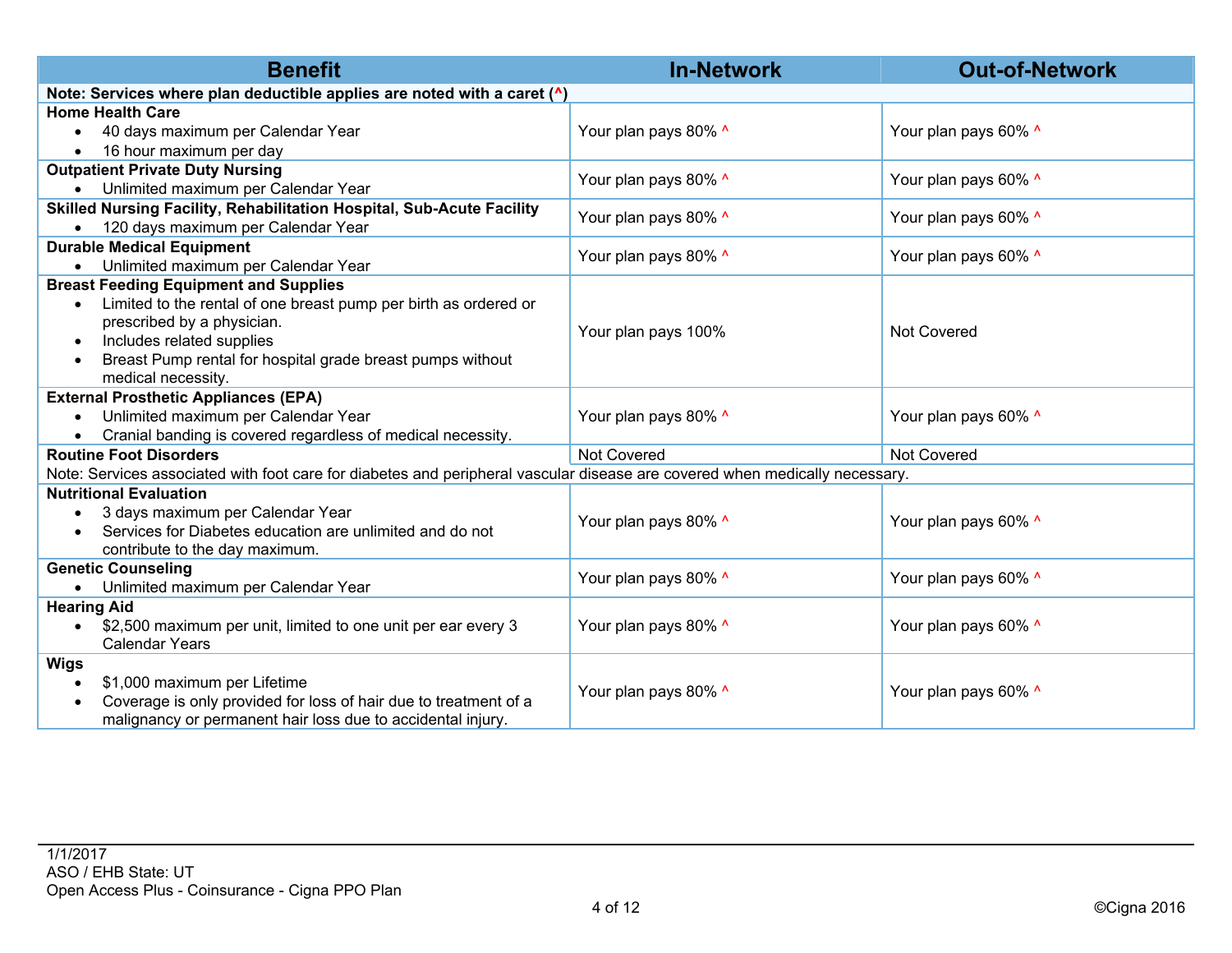| Benefit | In-Network | Out-of-Network |
|---|---|---|
| Note: Services where plan deductible applies are noted with a caret (^) | | |
| **Home Health Care**<br>• 40 days maximum per Calendar Year<br>• 16 hour maximum per day | Your plan pays 80% ^ | Your plan pays 60% ^ |
| **Outpatient Private Duty Nursing**<br>• Unlimited maximum per Calendar Year | Your plan pays 80% ^ | Your plan pays 60% ^ |
| **Skilled Nursing Facility, Rehabilitation Hospital, Sub-Acute Facility**<br>• 120 days maximum per Calendar Year | Your plan pays 80% ^ | Your plan pays 60% ^ |
| **Durable Medical Equipment**<br>• Unlimited maximum per Calendar Year | Your plan pays 80% ^ | Your plan pays 60% ^ |
| **Breast Feeding Equipment and Supplies**<br>• Limited to the rental of one breast pump per birth as ordered or prescribed by a physician.<br>• Includes related supplies<br>• Breast Pump rental for hospital grade breast pumps without medical necessity. | Your plan pays 100% | Not Covered |
| **External Prosthetic Appliances (EPA)**<br>• Unlimited maximum per Calendar Year<br>• Cranial banding is covered regardless of medical necessity. | Your plan pays 80% ^ | Your plan pays 60% ^ |
| **Routine Foot Disorders** | Not Covered | Not Covered |
| Note: Services associated with foot care for diabetes and peripheral vascular disease are covered when medically necessary. | | |
| **Nutritional Evaluation**<br>• 3 days maximum per Calendar Year<br>• Services for Diabetes education are unlimited and do not contribute to the day maximum. | Your plan pays 80% ^ | Your plan pays 60% ^ |
| **Genetic Counseling**<br>• Unlimited maximum per Calendar Year | Your plan pays 80% ^ | Your plan pays 60% ^ |
| **Hearing Aid**<br>• $2,500 maximum per unit, limited to one unit per ear every 3 Calendar Years | Your plan pays 80% ^ | Your plan pays 60% ^ |
| **Wigs**<br>• $1,000 maximum per Lifetime<br>• Coverage is only provided for loss of hair due to treatment of a malignancy or permanent hair loss due to accidental injury. | Your plan pays 80% ^ | Your plan pays 60% ^ |

1/1/2017
ASO / EHB State: UT
Open Access Plus - Coinsurance - Cigna PPO Plan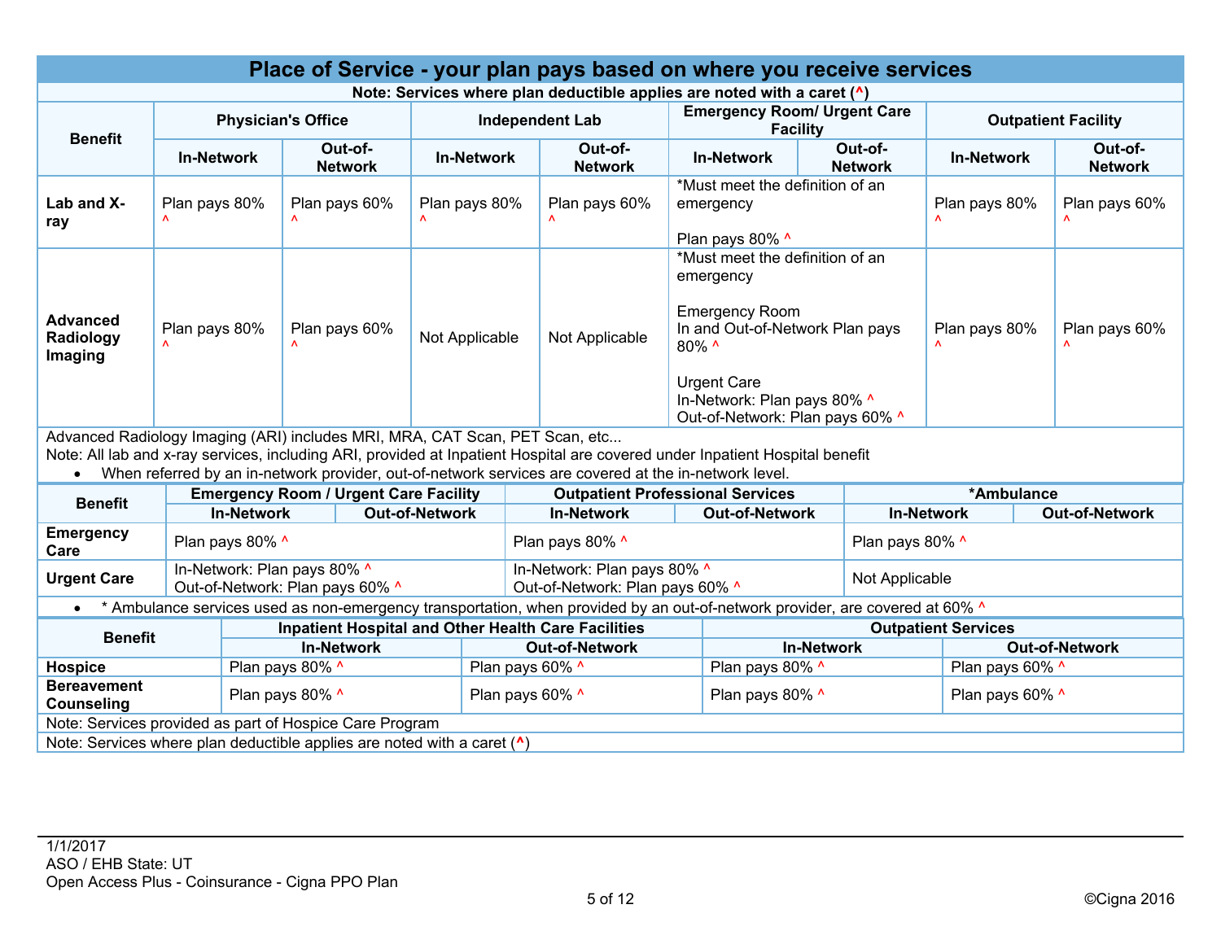## Place of Service - your plan pays based on where you receive services

**Note: Services where plan deductible applies are noted with a caret (^)**

| Benefit | Physician's Office | | Independent Lab | | Emergency Room/ Urgent Care Facility | | Outpatient Facility | |
|---|---|---|---|---|---|---|---|---|
| | In-Network | Out-of-Network | In-Network | Out-of-Network | In-Network | Out-of-Network | In-Network | Out-of-Network |
| **Lab and X-ray** | Plan pays 80% ^ | Plan pays 60% ^ | Plan pays 80% ^ | Plan pays 60% ^ | *Must meet the definition of an emergency<br><br>Plan pays 80% ^ | | Plan pays 80% ^ | Plan pays 60% ^ |
| **Advanced Radiology Imaging** | Plan pays 80% ^ | Plan pays 60% ^ | Not Applicable | Not Applicable | *Must meet the definition of an emergency<br><br>Emergency Room<br>In and Out-of-Network Plan pays 80% ^<br><br>Urgent Care<br>In-Network: Plan pays 80% ^<br>Out-of-Network: Plan pays 60% ^ | | Plan pays 80% ^ | Plan pays 60% ^ |

Advanced Radiology Imaging (ARI) includes MRI, MRA, CAT Scan, PET Scan, etc...

Note: All lab and x-ray services, including ARI, provided at Inpatient Hospital are covered under Inpatient Hospital benefit

- When referred by an in-network provider, out-of-network services are covered at the in-network level.

| Benefit | Emergency Room / Urgent Care Facility | | Outpatient Professional Services | | *Ambulance | |
|---|---|---|---|---|---|---|
| | In-Network | Out-of-Network | In-Network | Out-of-Network | In-Network | Out-of-Network |
| **Emergency Care** | Plan pays 80% ^ | | Plan pays 80% ^ | | Plan pays 80% ^ | |
| **Urgent Care** | In-Network: Plan pays 80% ^<br>Out-of-Network: Plan pays 60% ^ | | In-Network: Plan pays 80% ^<br>Out-of-Network: Plan pays 60% ^ | | Not Applicable | |

- * Ambulance services used as non-emergency transportation, when provided by an out-of-network provider, are covered at 60% ^

| Benefit | Inpatient Hospital and Other Health Care Facilities | | Outpatient Services | |
|---|---|---|---|---|
| | In-Network | Out-of-Network | In-Network | Out-of-Network |
| **Hospice** | Plan pays 80% ^ | Plan pays 60% ^ | Plan pays 80% ^ | Plan pays 60% ^ |
| **Bereavement Counseling** | Plan pays 80% ^ | Plan pays 60% ^ | Plan pays 80% ^ | Plan pays 60% ^ |

Note: Services provided as part of Hospice Care Program

Note: Services where plan deductible applies are noted with a caret (^)

1/1/2017
ASO / EHB State: UT
Open Access Plus - Coinsurance - Cigna PPO Plan

©Cigna 2016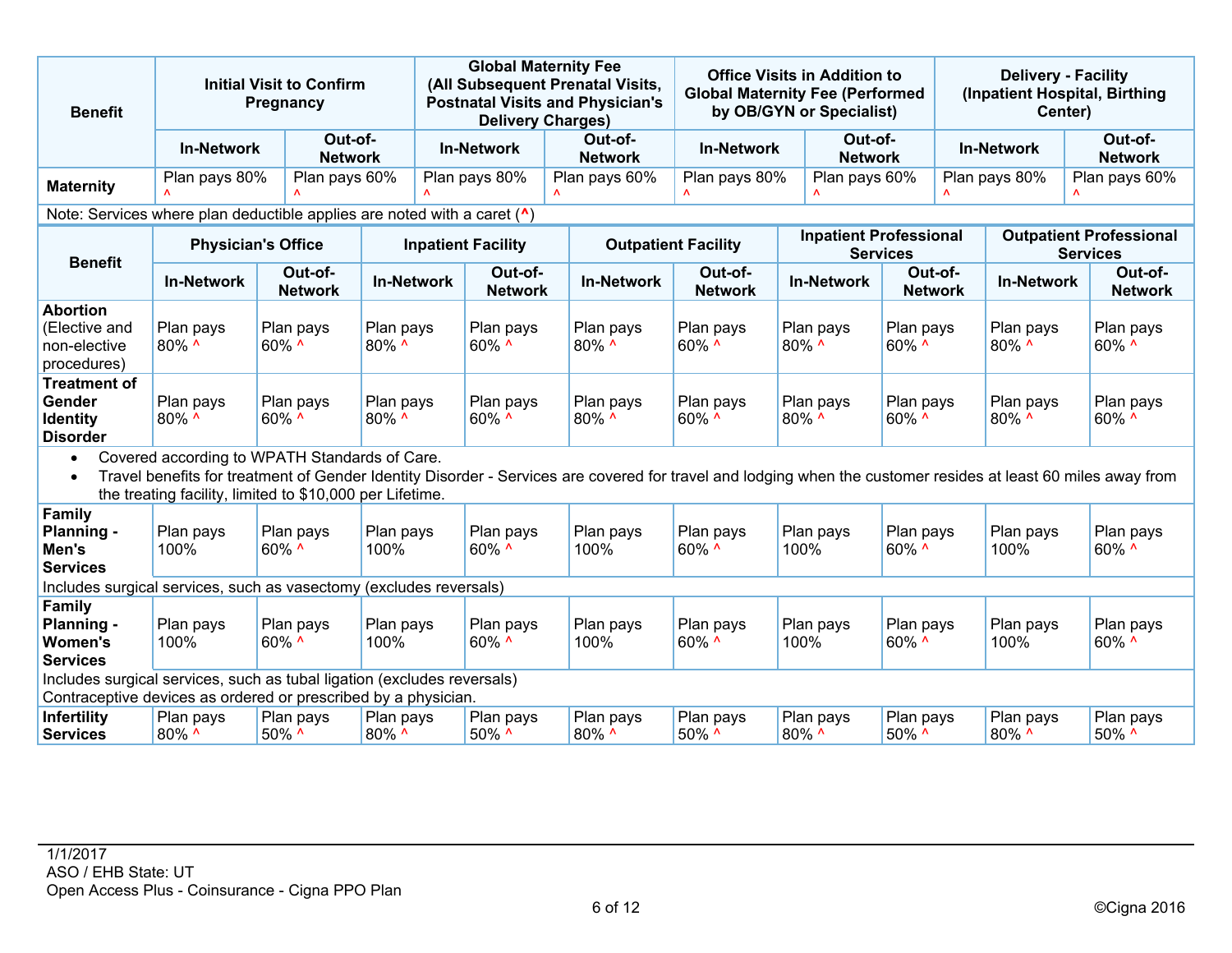| Benefit | Initial Visit to Confirm Pregnancy | | Global Maternity Fee (All Subsequent Prenatal Visits, Postnatal Visits and Physician's Delivery Charges) | | Office Visits in Addition to Global Maternity Fee (Performed by OB/GYN or Specialist) | | Delivery - Facility (Inpatient Hospital, Birthing Center) | |
|---|---|---|---|---|---|---|---|---|
| | In-Network | Out-of-Network | In-Network | Out-of-Network | In-Network | Out-of-Network | In-Network | Out-of-Network |
| **Maternity** | Plan pays 80% ^ | Plan pays 60% ^ | Plan pays 80% ^ | Plan pays 60% ^ | Plan pays 80% ^ | Plan pays 60% ^ | Plan pays 80% ^ | Plan pays 60% ^ |

Note: Services where plan deductible applies are noted with a caret (^)

| Benefit | Physician's Office | | Inpatient Facility | | Outpatient Facility | | Inpatient Professional Services | | Outpatient Professional Services | |
|---|---|---|---|---|---|---|---|---|---|---|
| | In-Network | Out-of-Network | In-Network | Out-of-Network | In-Network | Out-of-Network | In-Network | Out-of-Network | In-Network | Out-of-Network |
| **Abortion** (Elective and non-elective procedures) | Plan pays 80% ^ | Plan pays 60% ^ | Plan pays 80% ^ | Plan pays 60% ^ | Plan pays 80% ^ | Plan pays 60% ^ | Plan pays 80% ^ | Plan pays 60% ^ | Plan pays 80% ^ | Plan pays 60% ^ |
| **Treatment of Gender Identity Disorder** | Plan pays 80% ^ | Plan pays 60% ^ | Plan pays 80% ^ | Plan pays 60% ^ | Plan pays 80% ^ | Plan pays 60% ^ | Plan pays 80% ^ | Plan pays 60% ^ | Plan pays 80% ^ | Plan pays 60% ^ |
| • Covered according to WPATH Standards of Care. • Travel benefits for treatment of Gender Identity Disorder - Services are covered for travel and lodging when the customer resides at least 60 miles away from the treating facility, limited to $10,000 per Lifetime. | | | | | | | | | | |
| **Family Planning - Men's Services** | Plan pays 100% | Plan pays 60% ^ | Plan pays 100% | Plan pays 60% ^ | Plan pays 100% | Plan pays 60% ^ | Plan pays 100% | Plan pays 60% ^ | Plan pays 100% | Plan pays 60% ^ |
| Includes surgical services, such as vasectomy (excludes reversals) | | | | | | | | | | |
| **Family Planning - Women's Services** | Plan pays 100% | Plan pays 60% ^ | Plan pays 100% | Plan pays 60% ^ | Plan pays 100% | Plan pays 60% ^ | Plan pays 100% | Plan pays 60% ^ | Plan pays 100% | Plan pays 60% ^ |
| Includes surgical services, such as tubal ligation (excludes reversals) Contraceptive devices as ordered or prescribed by a physician. | | | | | | | | | | |
| **Infertility Services** | Plan pays 80% ^ | Plan pays 50% ^ | Plan pays 80% ^ | Plan pays 50% ^ | Plan pays 80% ^ | Plan pays 50% ^ | Plan pays 80% ^ | Plan pays 50% ^ | Plan pays 80% ^ | Plan pays 50% ^ |

1/1/2017
ASO / EHB State: UT
Open Access Plus - Coinsurance - Cigna PPO Plan

©Cigna 2016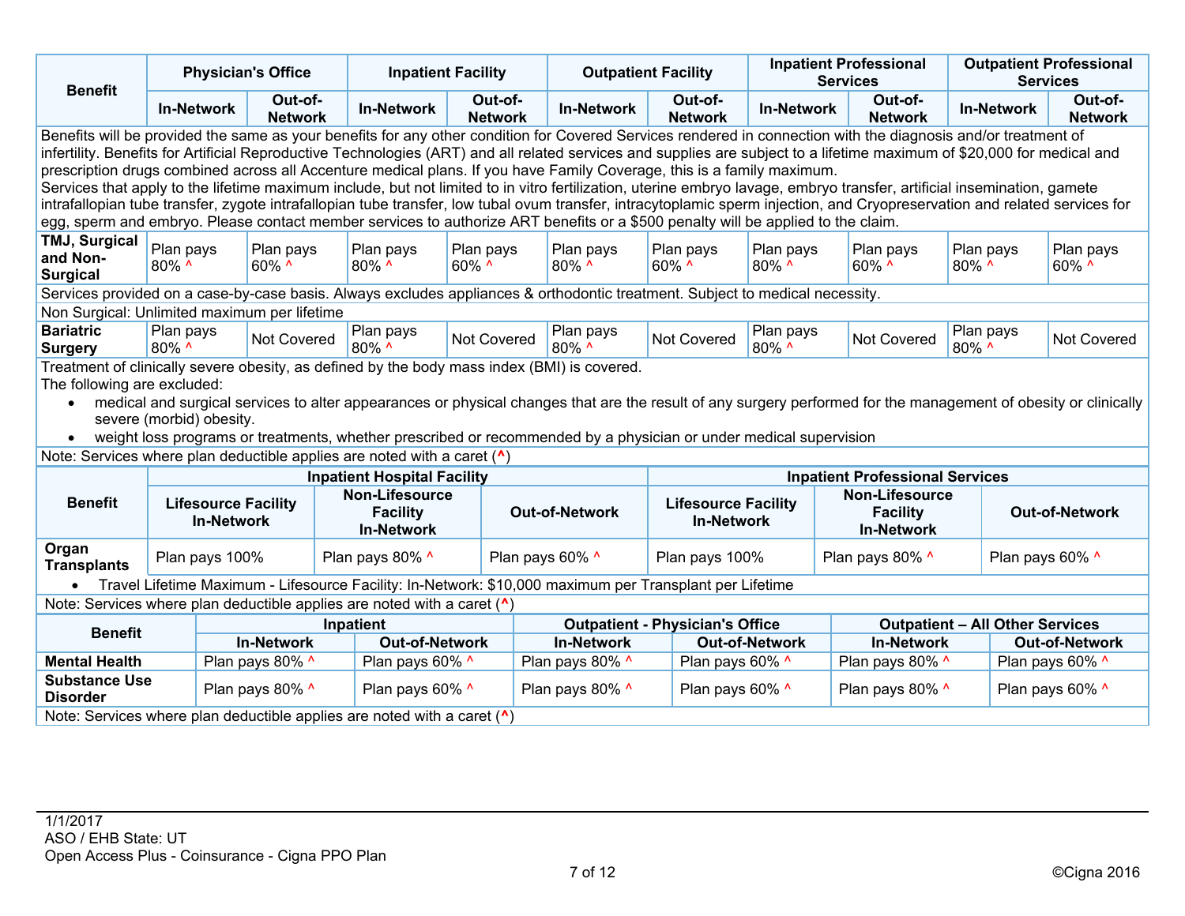| Benefit | Physician's Office | | Inpatient Facility | | Outpatient Facility | | Inpatient Professional Services | | Outpatient Professional Services | |
|---|---|---|---|---|---|---|---|---|---|---|
| | In-Network | Out-of-Network | In-Network | Out-of-Network | In-Network | Out-of-Network | In-Network | Out-of-Network | In-Network | Out-of-Network |
| Benefits will be provided the same as your benefits for any other condition for Covered Services rendered in connection with the diagnosis and/or treatment of infertility. Benefits for Artificial Reproductive Technologies (ART) and all related services and supplies are subject to a lifetime maximum of $20,000 for medical and prescription drugs combined across all Accenture medical plans. If you have Family Coverage, this is a family maximum. Services that apply to the lifetime maximum include, but not limited to in vitro fertilization, uterine embryo lavage, embryo transfer, artificial insemination, gamete intrafallopian tube transfer, zygote intrafallopian tube transfer, low tubal ovum transfer, intracytoplamic sperm injection, and Cryopreservation and related services for egg, sperm and embryo. Please contact member services to authorize ART benefits or a $500 penalty will be applied to the claim. | | | | | | | | | | |
| **TMJ, Surgical and Non-Surgical** | Plan pays 80% ^ | Plan pays 60% ^ | Plan pays 80% ^ | Plan pays 60% ^ | Plan pays 80% ^ | Plan pays 60% ^ | Plan pays 80% ^ | Plan pays 60% ^ | Plan pays 80% ^ | Plan pays 60% ^ |
| Services provided on a case-by-case basis. Always excludes appliances & orthodontic treatment. Subject to medical necessity. | | | | | | | | | | |
| Non Surgical: Unlimited maximum per lifetime | | | | | | | | | | |
| **Bariatric Surgery** | Plan pays 80% ^ | Not Covered | Plan pays 80% ^ | Not Covered | Plan pays 80% ^ | Not Covered | Plan pays 80% ^ | Not Covered | Plan pays 80% ^ | Not Covered |
| Treatment of clinically severe obesity, as defined by the body mass index (BMI) is covered. The following are excluded: • medical and surgical services to alter appearances or physical changes that are the result of any surgery performed for the management of obesity or clinically severe (morbid) obesity. • weight loss programs or treatments, whether prescribed or recommended by a physician or under medical supervision | | | | | | | | | | |
| Note: Services where plan deductible applies are noted with a caret (^) | | | | | | | | | | |

| Benefit | Inpatient Hospital Facility | | | Inpatient Professional Services | | |
|---|---|---|---|---|---|---|
| | Lifesource Facility In-Network | Non-Lifesource Facility In-Network | Out-of-Network | Lifesource Facility In-Network | Non-Lifesource Facility In-Network | Out-of-Network |
| **Organ Transplants** | Plan pays 100% | Plan pays 80% ^ | Plan pays 60% ^ | Plan pays 100% | Plan pays 80% ^ | Plan pays 60% ^ |
| • Travel Lifetime Maximum - Lifesource Facility: In-Network: $10,000 maximum per Transplant per Lifetime | | | | | | |
| Note: Services where plan deductible applies are noted with a caret (^) | | | | | | |

| Benefit | Inpatient | | Outpatient - Physician's Office | | Outpatient – All Other Services | |
|---|---|---|---|---|---|---|
| | In-Network | Out-of-Network | In-Network | Out-of-Network | In-Network | Out-of-Network |
| **Mental Health** | Plan pays 80% ^ | Plan pays 60% ^ | Plan pays 80% ^ | Plan pays 60% ^ | Plan pays 80% ^ | Plan pays 60% ^ |
| **Substance Use Disorder** | Plan pays 80% ^ | Plan pays 60% ^ | Plan pays 80% ^ | Plan pays 60% ^ | Plan pays 80% ^ | Plan pays 60% ^ |
| Note: Services where plan deductible applies are noted with a caret (^) | | | | | | |

1/1/2017
ASO / EHB State: UT
Open Access Plus - Coinsurance - Cigna PPO Plan

©Cigna 2016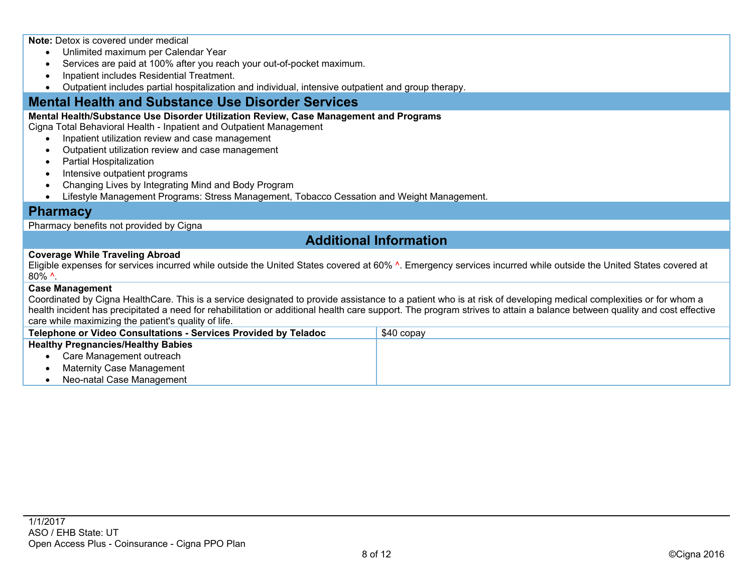**Note:** Detox is covered under medical

- Unlimited maximum per Calendar Year
- Services are paid at 100% after you reach your out-of-pocket maximum.
- Inpatient includes Residential Treatment.
- Outpatient includes partial hospitalization and individual, intensive outpatient and group therapy.

## Mental Health and Substance Use Disorder Services

**Mental Health/Substance Use Disorder Utilization Review, Case Management and Programs**

Cigna Total Behavioral Health - Inpatient and Outpatient Management

- Inpatient utilization review and case management
- Outpatient utilization review and case management
- Partial Hospitalization
- Intensive outpatient programs
- Changing Lives by Integrating Mind and Body Program
- Lifestyle Management Programs: Stress Management, Tobacco Cessation and Weight Management.

## Pharmacy

Pharmacy benefits not provided by Cigna

## Additional Information

**Coverage While Traveling Abroad**

Eligible expenses for services incurred while outside the United States covered at 60% ^. Emergency services incurred while outside the United States covered at 80% ^.

**Case Management**

Coordinated by Cigna HealthCare. This is a service designated to provide assistance to a patient who is at risk of developing medical complexities or for whom a health incident has precipitated a need for rehabilitation or additional health care support. The program strives to attain a balance between quality and cost effective care while maximizing the patient's quality of life.

| Service | Cost |
| --- | --- |
| **Telephone or Video Consultations - Services Provided by Teladoc** | $40 copay |
| **Healthy Pregnancies/Healthy Babies**<br>• Care Management outreach<br>• Maternity Case Management<br>• Neo-natal Case Management | |

1/1/2017
ASO / EHB State: UT
Open Access Plus - Coinsurance - Cigna PPO Plan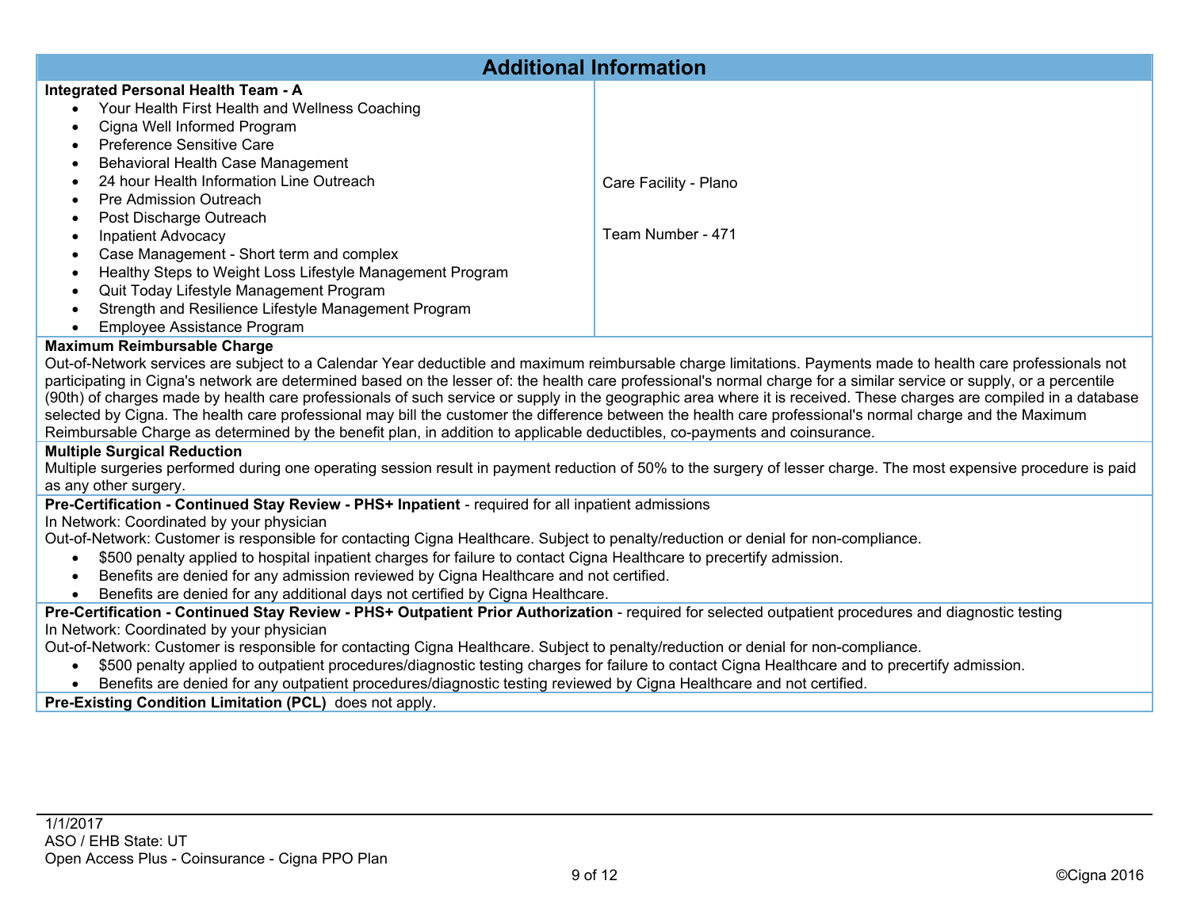## Additional Information

| **Integrated Personal Health Team - A** | |
|---|---|
| • Your Health First Health and Wellness Coaching<br>• Cigna Well Informed Program<br>• Preference Sensitive Care<br>• Behavioral Health Case Management<br>• 24 hour Health Information Line Outreach<br>• Pre Admission Outreach<br>• Post Discharge Outreach<br>• Inpatient Advocacy<br>• Case Management - Short term and complex<br>• Healthy Steps to Weight Loss Lifestyle Management Program<br>• Quit Today Lifestyle Management Program<br>• Strength and Resilience Lifestyle Management Program<br>• Employee Assistance Program | Care Facility - Plano<br><br>Team Number - 471 |

**Maximum Reimbursable Charge**

Out-of-Network services are subject to a Calendar Year deductible and maximum reimbursable charge limitations. Payments made to health care professionals not participating in Cigna's network are determined based on the lesser of: the health care professional's normal charge for a similar service or supply, or a percentile (90th) of charges made by health care professionals of such service or supply in the geographic area where it is received. These charges are compiled in a database selected by Cigna. The health care professional may bill the customer the difference between the health care professional's normal charge and the Maximum Reimbursable Charge as determined by the benefit plan, in addition to applicable deductibles, co-payments and coinsurance.

**Multiple Surgical Reduction**

Multiple surgeries performed during one operating session result in payment reduction of 50% to the surgery of lesser charge. The most expensive procedure is paid as any other surgery.

**Pre-Certification - Continued Stay Review - PHS+ Inpatient** - required for all inpatient admissions

In Network: Coordinated by your physician

Out-of-Network: Customer is responsible for contacting Cigna Healthcare. Subject to penalty/reduction or denial for non-compliance.

- $500 penalty applied to hospital inpatient charges for failure to contact Cigna Healthcare to precertify admission.
- Benefits are denied for any admission reviewed by Cigna Healthcare and not certified.
- Benefits are denied for any additional days not certified by Cigna Healthcare.

**Pre-Certification - Continued Stay Review - PHS+ Outpatient Prior Authorization** - required for selected outpatient procedures and diagnostic testing

In Network: Coordinated by your physician

Out-of-Network: Customer is responsible for contacting Cigna Healthcare. Subject to penalty/reduction or denial for non-compliance.

- $500 penalty applied to outpatient procedures/diagnostic testing charges for failure to contact Cigna Healthcare and to precertify admission.
- Benefits are denied for any outpatient procedures/diagnostic testing reviewed by Cigna Healthcare and not certified.

**Pre-Existing Condition Limitation (PCL)** does not apply.

1/1/2017
ASO / EHB State: UT
Open Access Plus - Coinsurance - Cigna PPO Plan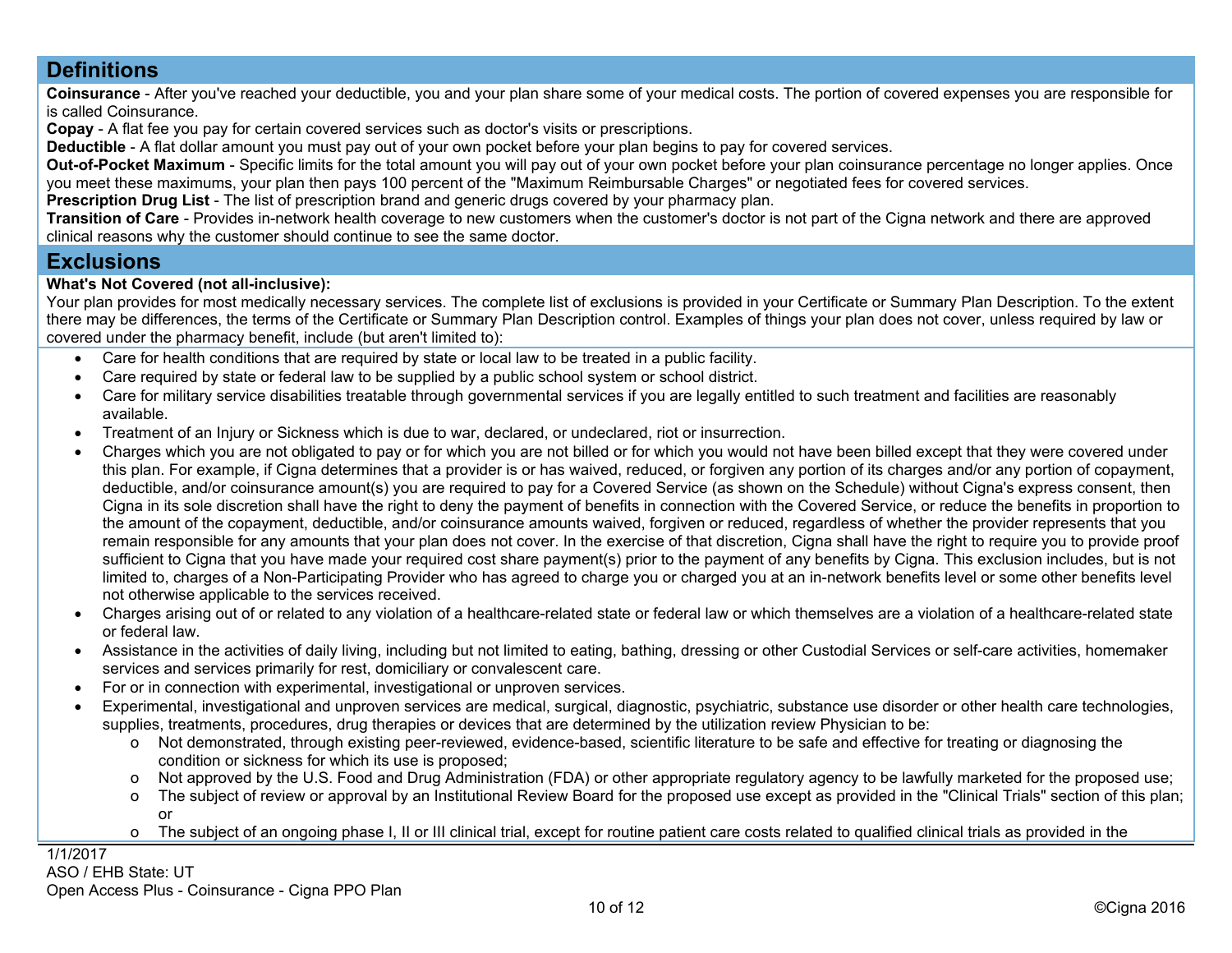## Definitions

**Coinsurance** - After you've reached your deductible, you and your plan share some of your medical costs. The portion of covered expenses you are responsible for is called Coinsurance.

**Copay** - A flat fee you pay for certain covered services such as doctor's visits or prescriptions.

**Deductible** - A flat dollar amount you must pay out of your own pocket before your plan begins to pay for covered services.

**Out-of-Pocket Maximum** - Specific limits for the total amount you will pay out of your own pocket before your plan coinsurance percentage no longer applies. Once you meet these maximums, your plan then pays 100 percent of the "Maximum Reimbursable Charges" or negotiated fees for covered services.

**Prescription Drug List** - The list of prescription brand and generic drugs covered by your pharmacy plan.

**Transition of Care** - Provides in-network health coverage to new customers when the customer's doctor is not part of the Cigna network and there are approved clinical reasons why the customer should continue to see the same doctor.

## Exclusions

**What's Not Covered (not all-inclusive):**

Your plan provides for most medically necessary services. The complete list of exclusions is provided in your Certificate or Summary Plan Description. To the extent there may be differences, the terms of the Certificate or Summary Plan Description control. Examples of things your plan does not cover, unless required by law or covered under the pharmacy benefit, include (but aren't limited to):

- Care for health conditions that are required by state or local law to be treated in a public facility.
- Care required by state or federal law to be supplied by a public school system or school district.
- Care for military service disabilities treatable through governmental services if you are legally entitled to such treatment and facilities are reasonably available.
- Treatment of an Injury or Sickness which is due to war, declared, or undeclared, riot or insurrection.
- Charges which you are not obligated to pay or for which you are not billed or for which you would not have been billed except that they were covered under this plan. For example, if Cigna determines that a provider is or has waived, reduced, or forgiven any portion of its charges and/or any portion of copayment, deductible, and/or coinsurance amount(s) you are required to pay for a Covered Service (as shown on the Schedule) without Cigna's express consent, then Cigna in its sole discretion shall have the right to deny the payment of benefits in connection with the Covered Service, or reduce the benefits in proportion to the amount of the copayment, deductible, and/or coinsurance amounts waived, forgiven or reduced, regardless of whether the provider represents that you remain responsible for any amounts that your plan does not cover. In the exercise of that discretion, Cigna shall have the right to require you to provide proof sufficient to Cigna that you have made your required cost share payment(s) prior to the payment of any benefits by Cigna. This exclusion includes, but is not limited to, charges of a Non-Participating Provider who has agreed to charge you or charged you at an in-network benefits level or some other benefits level not otherwise applicable to the services received.
- Charges arising out of or related to any violation of a healthcare-related state or federal law or which themselves are a violation of a healthcare-related state or federal law.
- Assistance in the activities of daily living, including but not limited to eating, bathing, dressing or other Custodial Services or self-care activities, homemaker services and services primarily for rest, domiciliary or convalescent care.
- For or in connection with experimental, investigational or unproven services.
- Experimental, investigational and unproven services are medical, surgical, diagnostic, psychiatric, substance use disorder or other health care technologies, supplies, treatments, procedures, drug therapies or devices that are determined by the utilization review Physician to be:
  - Not demonstrated, through existing peer-reviewed, evidence-based, scientific literature to be safe and effective for treating or diagnosing the condition or sickness for which its use is proposed;
  - Not approved by the U.S. Food and Drug Administration (FDA) or other appropriate regulatory agency to be lawfully marketed for the proposed use;
  - The subject of review or approval by an Institutional Review Board for the proposed use except as provided in the "Clinical Trials" section of this plan; or
  - The subject of an ongoing phase I, II or III clinical trial, except for routine patient care costs related to qualified clinical trials as provided in the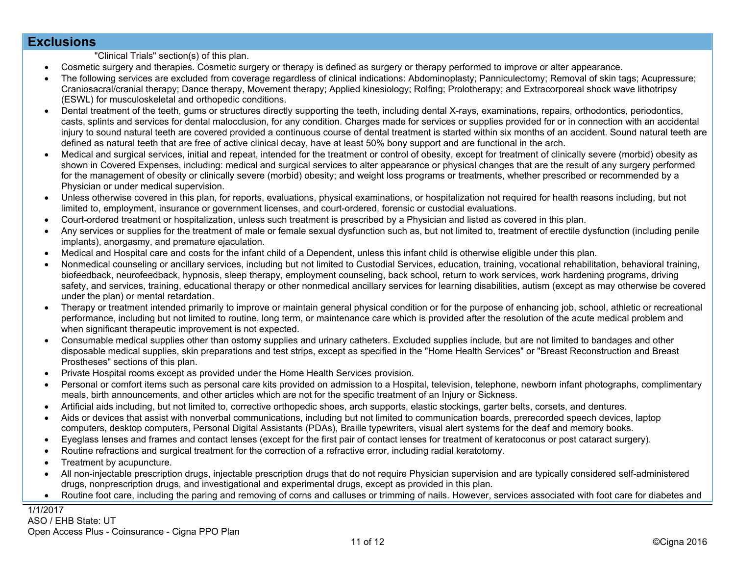## Exclusions

"Clinical Trials" section(s) of this plan.

- Cosmetic surgery and therapies. Cosmetic surgery or therapy is defined as surgery or therapy performed to improve or alter appearance.
- The following services are excluded from coverage regardless of clinical indications: Abdominoplasty; Panniculectomy; Removal of skin tags; Acupressure; Craniosacral/cranial therapy; Dance therapy, Movement therapy; Applied kinesiology; Rolfing; Prolotherapy; and Extracorporeal shock wave lithotripsy (ESWL) for musculoskeletal and orthopedic conditions.
- Dental treatment of the teeth, gums or structures directly supporting the teeth, including dental X-rays, examinations, repairs, orthodontics, periodontics, casts, splints and services for dental malocclusion, for any condition. Charges made for services or supplies provided for or in connection with an accidental injury to sound natural teeth are covered provided a continuous course of dental treatment is started within six months of an accident. Sound natural teeth are defined as natural teeth that are free of active clinical decay, have at least 50% bony support and are functional in the arch.
- Medical and surgical services, initial and repeat, intended for the treatment or control of obesity, except for treatment of clinically severe (morbid) obesity as shown in Covered Expenses, including: medical and surgical services to alter appearance or physical changes that are the result of any surgery performed for the management of obesity or clinically severe (morbid) obesity; and weight loss programs or treatments, whether prescribed or recommended by a Physician or under medical supervision.
- Unless otherwise covered in this plan, for reports, evaluations, physical examinations, or hospitalization not required for health reasons including, but not limited to, employment, insurance or government licenses, and court-ordered, forensic or custodial evaluations.
- Court-ordered treatment or hospitalization, unless such treatment is prescribed by a Physician and listed as covered in this plan.
- Any services or supplies for the treatment of male or female sexual dysfunction such as, but not limited to, treatment of erectile dysfunction (including penile implants), anorgasmy, and premature ejaculation.
- Medical and Hospital care and costs for the infant child of a Dependent, unless this infant child is otherwise eligible under this plan.
- Nonmedical counseling or ancillary services, including but not limited to Custodial Services, education, training, vocational rehabilitation, behavioral training, biofeedback, neurofeedback, hypnosis, sleep therapy, employment counseling, back school, return to work services, work hardening programs, driving safety, and services, training, educational therapy or other nonmedical ancillary services for learning disabilities, autism (except as may otherwise be covered under the plan) or mental retardation.
- Therapy or treatment intended primarily to improve or maintain general physical condition or for the purpose of enhancing job, school, athletic or recreational performance, including but not limited to routine, long term, or maintenance care which is provided after the resolution of the acute medical problem and when significant therapeutic improvement is not expected.
- Consumable medical supplies other than ostomy supplies and urinary catheters. Excluded supplies include, but are not limited to bandages and other disposable medical supplies, skin preparations and test strips, except as specified in the "Home Health Services" or "Breast Reconstruction and Breast Prostheses" sections of this plan.
- Private Hospital rooms except as provided under the Home Health Services provision.
- Personal or comfort items such as personal care kits provided on admission to a Hospital, television, telephone, newborn infant photographs, complimentary meals, birth announcements, and other articles which are not for the specific treatment of an Injury or Sickness.
- Artificial aids including, but not limited to, corrective orthopedic shoes, arch supports, elastic stockings, garter belts, corsets, and dentures.
- Aids or devices that assist with nonverbal communications, including but not limited to communication boards, prerecorded speech devices, laptop computers, desktop computers, Personal Digital Assistants (PDAs), Braille typewriters, visual alert systems for the deaf and memory books.
- Eyeglass lenses and frames and contact lenses (except for the first pair of contact lenses for treatment of keratoconus or post cataract surgery).
- Routine refractions and surgical treatment for the correction of a refractive error, including radial keratotomy.
- Treatment by acupuncture.
- All non-injectable prescription drugs, injectable prescription drugs that do not require Physician supervision and are typically considered self-administered drugs, nonprescription drugs, and investigational and experimental drugs, except as provided in this plan.
- Routine foot care, including the paring and removing of corns and calluses or trimming of nails. However, services associated with foot care for diabetes and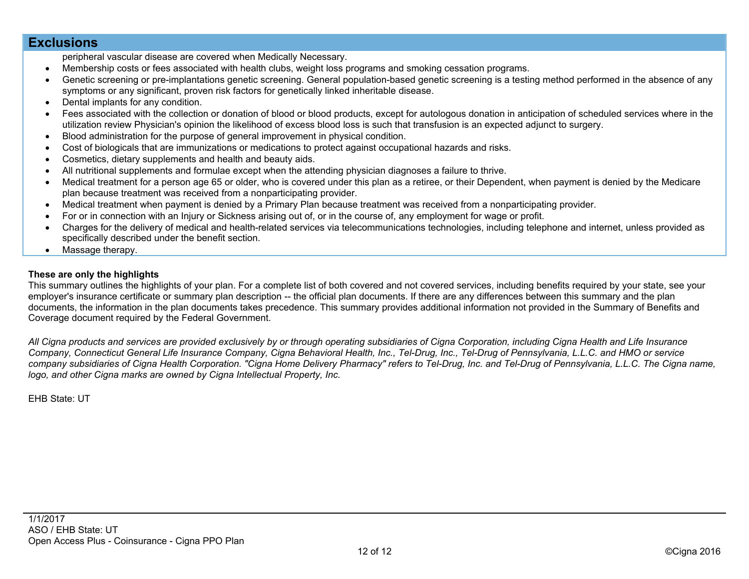## Exclusions

peripheral vascular disease are covered when Medically Necessary.

- Membership costs or fees associated with health clubs, weight loss programs and smoking cessation programs.
- Genetic screening or pre-implantations genetic screening. General population-based genetic screening is a testing method performed in the absence of any symptoms or any significant, proven risk factors for genetically linked inheritable disease.
- Dental implants for any condition.
- Fees associated with the collection or donation of blood or blood products, except for autologous donation in anticipation of scheduled services where in the utilization review Physician's opinion the likelihood of excess blood loss is such that transfusion is an expected adjunct to surgery.
- Blood administration for the purpose of general improvement in physical condition.
- Cost of biologicals that are immunizations or medications to protect against occupational hazards and risks.
- Cosmetics, dietary supplements and health and beauty aids.
- All nutritional supplements and formulae except when the attending physician diagnoses a failure to thrive.
- Medical treatment for a person age 65 or older, who is covered under this plan as a retiree, or their Dependent, when payment is denied by the Medicare plan because treatment was received from a nonparticipating provider.
- Medical treatment when payment is denied by a Primary Plan because treatment was received from a nonparticipating provider.
- For or in connection with an Injury or Sickness arising out of, or in the course of, any employment for wage or profit.
- Charges for the delivery of medical and health-related services via telecommunications technologies, including telephone and internet, unless provided as specifically described under the benefit section.
- Massage therapy.

**These are only the highlights**

This summary outlines the highlights of your plan. For a complete list of both covered and not covered services, including benefits required by your state, see your employer's insurance certificate or summary plan description -- the official plan documents. If there are any differences between this summary and the plan documents, the information in the plan documents takes precedence. This summary provides additional information not provided in the Summary of Benefits and Coverage document required by the Federal Government.

*All Cigna products and services are provided exclusively by or through operating subsidiaries of Cigna Corporation, including Cigna Health and Life Insurance Company, Connecticut General Life Insurance Company, Cigna Behavioral Health, Inc., Tel-Drug, Inc., Tel-Drug of Pennsylvania, L.L.C. and HMO or service company subsidiaries of Cigna Health Corporation. "Cigna Home Delivery Pharmacy" refers to Tel-Drug, Inc. and Tel-Drug of Pennsylvania, L.L.C. The Cigna name, logo, and other Cigna marks are owned by Cigna Intellectual Property, Inc.*

EHB State: UT